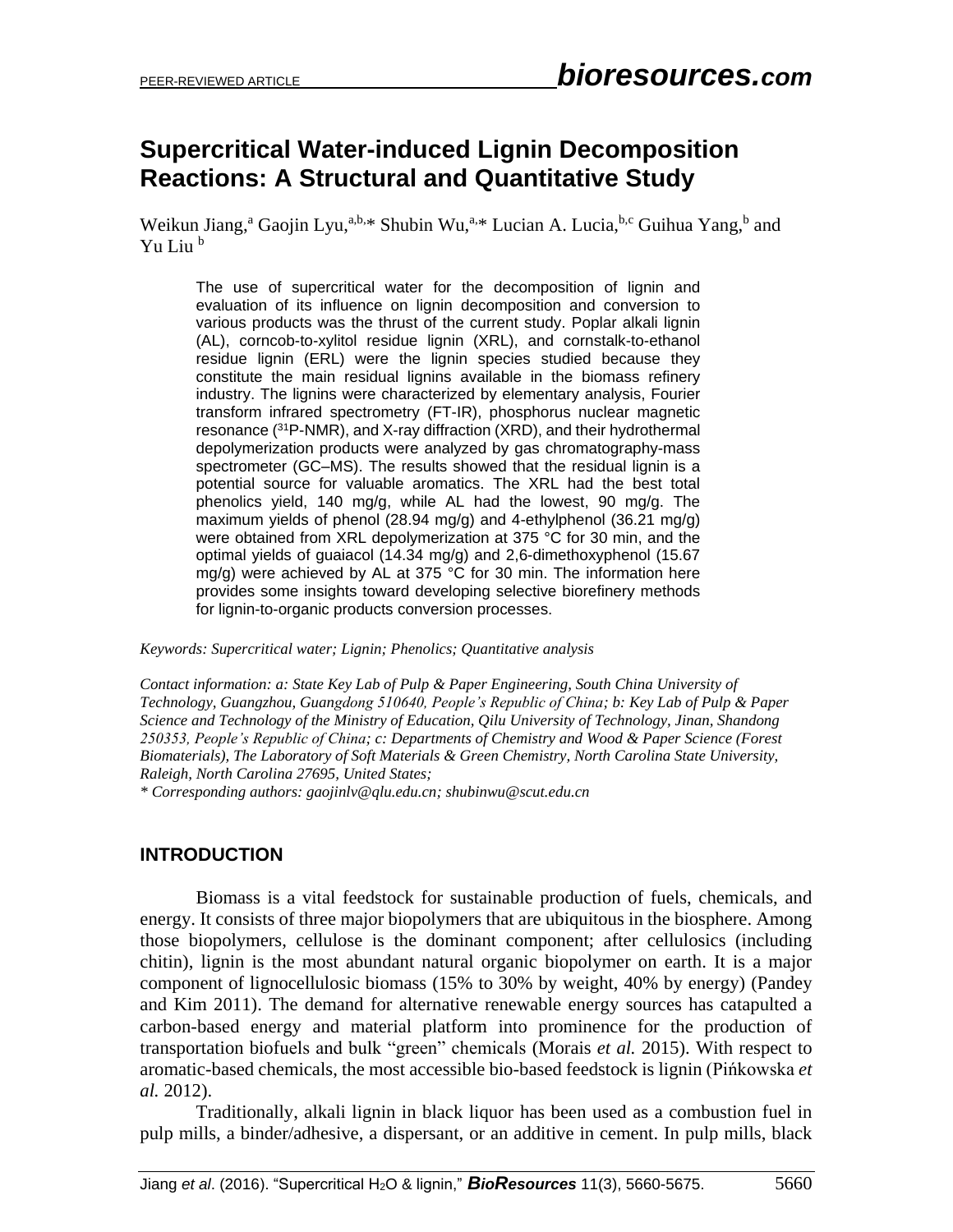# Supercritical Water-induced Lignin Decomposition Reactions: A Structural and Quantitative Study

Weikun Jiang,[a] Gaojin Lyu,[a,b,*] Shubin Wu,[a,*] Lucian A. Lucia,[b,c] Guihua Yang,[b] and Yu Liu [b]

The use of supercritical water for the decomposition of lignin and evaluation of its influence on lignin decomposition and conversion to various products was the thrust of the current study. Poplar alkali lignin (AL), corncob-to-xylitol residue lignin (XRL), and cornstalk-to-ethanol residue lignin (ERL) were the lignin species studied because they constitute the main residual lignins available in the biomass refinery industry. The lignins were characterized by elementary analysis, Fourier transform infrared spectrometry (FT-IR), phosphorus nuclear magnetic resonance ($^{31}$P-NMR), and X-ray diffraction (XRD), and their hydrothermal depolymerization products were analyzed by gas chromatography-mass spectrometer (GC–MS). The results showed that the residual lignin is a potential source for valuable aromatics. The XRL had the best total phenolics yield, 140 mg/g, while AL had the lowest, 90 mg/g. The maximum yields of phenol (28.94 mg/g) and 4-ethylphenol (36.21 mg/g) were obtained from XRL depolymerization at 375 °C for 30 min, and the optimal yields of guaiacol (14.34 mg/g) and 2,6-dimethoxyphenol (15.67 mg/g) were achieved by AL at 375 °C for 30 min. The information here provides some insights toward developing selective biorefinery methods for lignin-to-organic products conversion processes.

*Keywords: Supercritical water; Lignin; Phenolics; Quantitative analysis*

*Contact information: a: State Key Lab of Pulp & Paper Engineering, South China University of Technology, Guangzhou, Guangdong 510640, People's Republic of China; b: Key Lab of Pulp & Paper Science and Technology of the Ministry of Education, Qilu University of Technology, Jinan, Shandong 250353, People's Republic of China; c: Departments of Chemistry and Wood & Paper Science (Forest Biomaterials), The Laboratory of Soft Materials & Green Chemistry, North Carolina State University, Raleigh, North Carolina 27695, United States;*

*\* Corresponding authors: gaojinlv@qlu.edu.cn; shubinwu@scut.edu.cn*

## INTRODUCTION

Biomass is a vital feedstock for sustainable production of fuels, chemicals, and energy. It consists of three major biopolymers that are ubiquitous in the biosphere. Among those biopolymers, cellulose is the dominant component; after cellulosics (including chitin), lignin is the most abundant natural organic biopolymer on earth. It is a major component of lignocellulosic biomass (15% to 30% by weight, 40% by energy) (Pandey and Kim 2011). The demand for alternative renewable energy sources has catapulted a carbon-based energy and material platform into prominence for the production of transportation biofuels and bulk "green" chemicals (Morais *et al.* 2015). With respect to aromatic-based chemicals, the most accessible bio-based feedstock is lignin (Pińkowska *et al.* 2012).

Traditionally, alkali lignin in black liquor has been used as a combustion fuel in pulp mills, a binder/adhesive, a dispersant, or an additive in cement. In pulp mills, black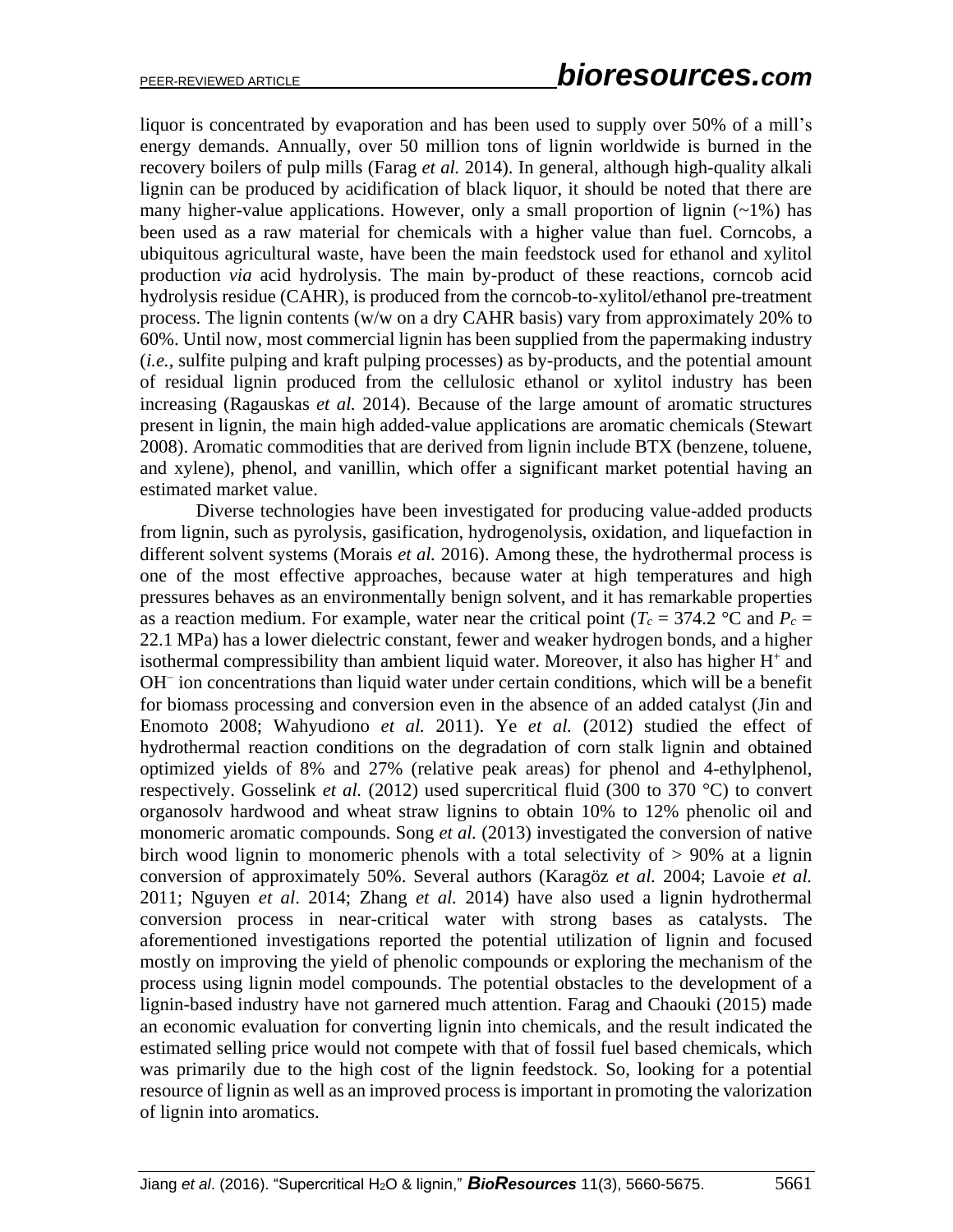liquor is concentrated by evaporation and has been used to supply over 50% of a mill's energy demands. Annually, over 50 million tons of lignin worldwide is burned in the recovery boilers of pulp mills (Farag *et al.* 2014). In general, although high-quality alkali lignin can be produced by acidification of black liquor, it should be noted that there are many higher-value applications. However, only a small proportion of lignin (~1%) has been used as a raw material for chemicals with a higher value than fuel. Corncobs, a ubiquitous agricultural waste, have been the main feedstock used for ethanol and xylitol production *via* acid hydrolysis. The main by-product of these reactions, corncob acid hydrolysis residue (CAHR), is produced from the corncob-to-xylitol/ethanol pre-treatment process. The lignin contents (w/w on a dry CAHR basis) vary from approximately 20% to 60%. Until now, most commercial lignin has been supplied from the papermaking industry (*i.e.*, sulfite pulping and kraft pulping processes) as by-products, and the potential amount of residual lignin produced from the cellulosic ethanol or xylitol industry has been increasing (Ragauskas *et al.* 2014). Because of the large amount of aromatic structures present in lignin, the main high added-value applications are aromatic chemicals (Stewart 2008). Aromatic commodities that are derived from lignin include BTX (benzene, toluene, and xylene), phenol, and vanillin, which offer a significant market potential having an estimated market value.

Diverse technologies have been investigated for producing value-added products from lignin, such as pyrolysis, gasification, hydrogenolysis, oxidation, and liquefaction in different solvent systems (Morais *et al.* 2016). Among these, the hydrothermal process is one of the most effective approaches, because water at high temperatures and high pressures behaves as an environmentally benign solvent, and it has remarkable properties as a reaction medium. For example, water near the critical point ($T_c$ = 374.2 °C and $P_c$ = 22.1 MPa) has a lower dielectric constant, fewer and weaker hydrogen bonds, and a higher isothermal compressibility than ambient liquid water. Moreover, it also has higher $H^+$ and $OH^-$ ion concentrations than liquid water under certain conditions, which will be a benefit for biomass processing and conversion even in the absence of an added catalyst (Jin and Enomoto 2008; Wahyudiono *et al.* 2011). Ye *et al.* (2012) studied the effect of hydrothermal reaction conditions on the degradation of corn stalk lignin and obtained optimized yields of 8% and 27% (relative peak areas) for phenol and 4-ethylphenol, respectively. Gosselink *et al.* (2012) used supercritical fluid (300 to 370 °C) to convert organosolv hardwood and wheat straw lignins to obtain 10% to 12% phenolic oil and monomeric aromatic compounds. Song *et al.* (2013) investigated the conversion of native birch wood lignin to monomeric phenols with a total selectivity of > 90% at a lignin conversion of approximately 50%. Several authors (Karagöz *et al.* 2004; Lavoie *et al.* 2011; Nguyen *et al*. 2014; Zhang *et al.* 2014) have also used a lignin hydrothermal conversion process in near-critical water with strong bases as catalysts. The aforementioned investigations reported the potential utilization of lignin and focused mostly on improving the yield of phenolic compounds or exploring the mechanism of the process using lignin model compounds. The potential obstacles to the development of a lignin-based industry have not garnered much attention. Farag and Chaouki (2015) made an economic evaluation for converting lignin into chemicals, and the result indicated the estimated selling price would not compete with that of fossil fuel based chemicals, which was primarily due to the high cost of the lignin feedstock. So, looking for a potential resource of lignin as well as an improved process is important in promoting the valorization of lignin into aromatics.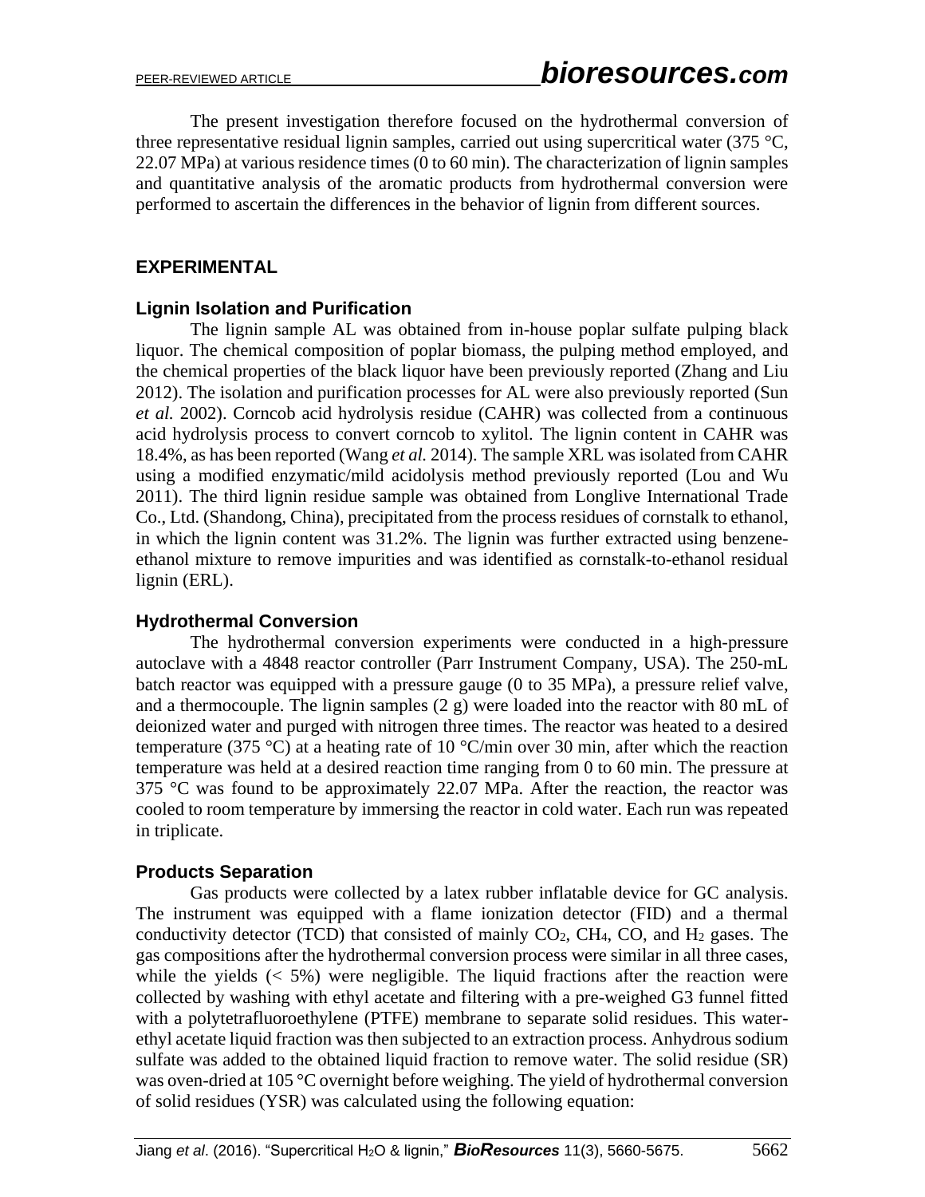The present investigation therefore focused on the hydrothermal conversion of three representative residual lignin samples, carried out using supercritical water (375 °C, 22.07 MPa) at various residence times (0 to 60 min). The characterization of lignin samples and quantitative analysis of the aromatic products from hydrothermal conversion were performed to ascertain the differences in the behavior of lignin from different sources.

## EXPERIMENTAL

### Lignin Isolation and Purification

The lignin sample AL was obtained from in-house poplar sulfate pulping black liquor. The chemical composition of poplar biomass, the pulping method employed, and the chemical properties of the black liquor have been previously reported (Zhang and Liu 2012). The isolation and purification processes for AL were also previously reported (Sun *et al.* 2002). Corncob acid hydrolysis residue (CAHR) was collected from a continuous acid hydrolysis process to convert corncob to xylitol. The lignin content in CAHR was 18.4%, as has been reported (Wang *et al.* 2014). The sample XRL was isolated from CAHR using a modified enzymatic/mild acidolysis method previously reported (Lou and Wu 2011). The third lignin residue sample was obtained from Longlive International Trade Co., Ltd. (Shandong, China), precipitated from the process residues of cornstalk to ethanol, in which the lignin content was 31.2%. The lignin was further extracted using benzene-ethanol mixture to remove impurities and was identified as cornstalk-to-ethanol residual lignin (ERL).

### Hydrothermal Conversion

The hydrothermal conversion experiments were conducted in a high-pressure autoclave with a 4848 reactor controller (Parr Instrument Company, USA). The 250-mL batch reactor was equipped with a pressure gauge (0 to 35 MPa), a pressure relief valve, and a thermocouple. The lignin samples (2 g) were loaded into the reactor with 80 mL of deionized water and purged with nitrogen three times. The reactor was heated to a desired temperature (375 °C) at a heating rate of 10 °C/min over 30 min, after which the reaction temperature was held at a desired reaction time ranging from 0 to 60 min. The pressure at 375 °C was found to be approximately 22.07 MPa. After the reaction, the reactor was cooled to room temperature by immersing the reactor in cold water. Each run was repeated in triplicate.

### Products Separation

Gas products were collected by a latex rubber inflatable device for GC analysis. The instrument was equipped with a flame ionization detector (FID) and a thermal conductivity detector (TCD) that consisted of mainly $CO_2$, $CH_4$, CO, and $H_2$ gases. The gas compositions after the hydrothermal conversion process were similar in all three cases, while the yields (< 5%) were negligible. The liquid fractions after the reaction were collected by washing with ethyl acetate and filtering with a pre-weighed G3 funnel fitted with a polytetrafluoroethylene (PTFE) membrane to separate solid residues. This water-ethyl acetate liquid fraction was then subjected to an extraction process. Anhydrous sodium sulfate was added to the obtained liquid fraction to remove water. The solid residue (SR) was oven-dried at 105 °C overnight before weighing. The yield of hydrothermal conversion of solid residues (YSR) was calculated using the following equation: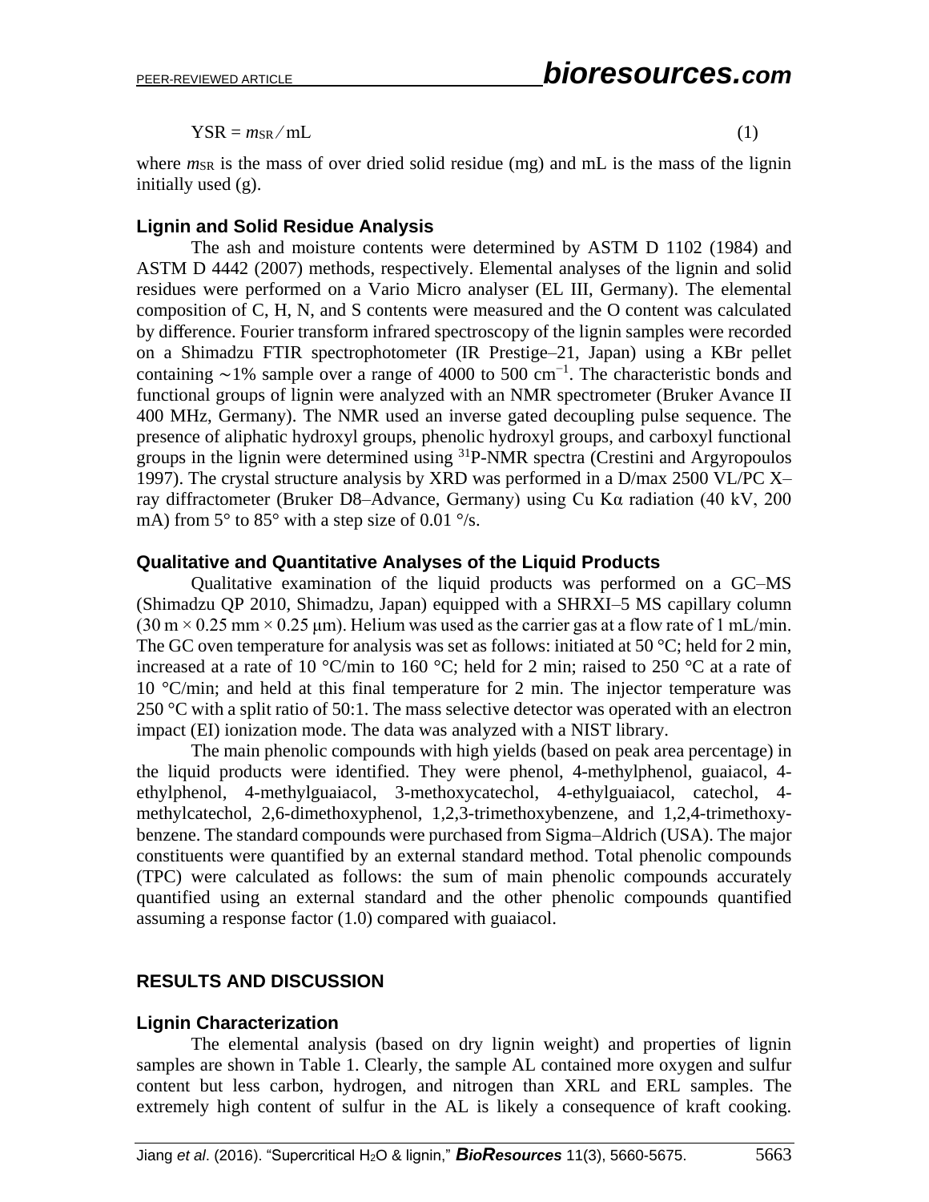$$\mathrm{YSR} = m_{SR} / \mathrm{mL} \tag{1}$$

where $m_{SR}$ is the mass of over dried solid residue (mg) and mL is the mass of the lignin initially used (g).

### Lignin and Solid Residue Analysis

The ash and moisture contents were determined by ASTM D 1102 (1984) and ASTM D 4442 (2007) methods, respectively. Elemental analyses of the lignin and solid residues were performed on a Vario Micro analyser (EL III, Germany). The elemental composition of C, H, N, and S contents were measured and the O content was calculated by difference. Fourier transform infrared spectroscopy of the lignin samples were recorded on a Shimadzu FTIR spectrophotometer (IR Prestige–21, Japan) using a KBr pellet containing ∼1% sample over a range of 4000 to 500 $cm^{-1}$. The characteristic bonds and functional groups of lignin were analyzed with an NMR spectrometer (Bruker Avance II 400 MHz, Germany). The NMR used an inverse gated decoupling pulse sequence. The presence of aliphatic hydroxyl groups, phenolic hydroxyl groups, and carboxyl functional groups in the lignin were determined using $^{31}$P-NMR spectra (Crestini and Argyropoulos 1997). The crystal structure analysis by XRD was performed in a D/max 2500 VL/PC X–ray diffractometer (Bruker D8–Advance, Germany) using Cu Kα radiation (40 kV, 200 mA) from 5° to 85° with a step size of 0.01 °/s.

### Qualitative and Quantitative Analyses of the Liquid Products

Qualitative examination of the liquid products was performed on a GC–MS (Shimadzu QP 2010, Shimadzu, Japan) equipped with a SHRXI–5 MS capillary column (30 m × 0.25 mm × 0.25 μm). Helium was used as the carrier gas at a flow rate of 1 mL/min. The GC oven temperature for analysis was set as follows: initiated at 50 °C; held for 2 min, increased at a rate of 10 °C/min to 160 °C; held for 2 min; raised to 250 °C at a rate of 10 °C/min; and held at this final temperature for 2 min. The injector temperature was 250 °C with a split ratio of 50:1. The mass selective detector was operated with an electron impact (EI) ionization mode. The data was analyzed with a NIST library.

The main phenolic compounds with high yields (based on peak area percentage) in the liquid products were identified. They were phenol, 4-methylphenol, guaiacol, 4-ethylphenol, 4-methylguaiacol, 3-methoxycatechol, 4-ethylguaiacol, catechol, 4-methylcatechol, 2,6-dimethoxyphenol, 1,2,3-trimethoxybenzene, and 1,2,4-trimethoxy-benzene. The standard compounds were purchased from Sigma–Aldrich (USA). The major constituents were quantified by an external standard method. Total phenolic compounds (TPC) were calculated as follows: the sum of main phenolic compounds accurately quantified using an external standard and the other phenolic compounds quantified assuming a response factor (1.0) compared with guaiacol.

## RESULTS AND DISCUSSION

### Lignin Characterization

The elemental analysis (based on dry lignin weight) and properties of lignin samples are shown in Table 1. Clearly, the sample AL contained more oxygen and sulfur content but less carbon, hydrogen, and nitrogen than XRL and ERL samples. The extremely high content of sulfur in the AL is likely a consequence of kraft cooking.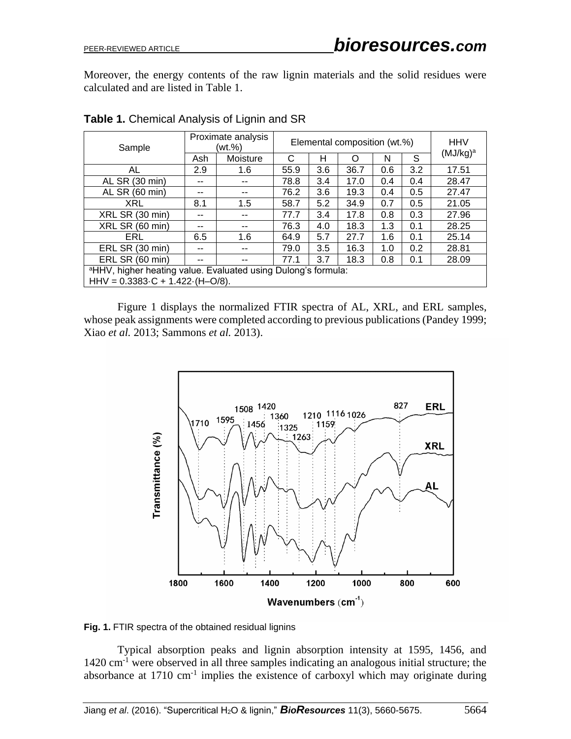Moreover, the energy contents of the raw lignin materials and the solid residues were calculated and are listed in Table 1.

**Table 1.** Chemical Analysis of Lignin and SR

| Sample | Proximate analysis (wt.%) | | Elemental composition (wt.%) | | | | | HHV (MJ/kg)[a] |
|---|---|---|---|---|---|---|---|---|
| | Ash | Moisture | C | H | O | N | S | |
| AL | 2.9 | 1.6 | 55.9 | 3.6 | 36.7 | 0.6 | 3.2 | 17.51 |
| AL SR (30 min) | -- | -- | 78.8 | 3.4 | 17.0 | 0.4 | 0.4 | 28.47 |
| AL SR (60 min) | -- | -- | 76.2 | 3.6 | 19.3 | 0.4 | 0.5 | 27.47 |
| XRL | 8.1 | 1.5 | 58.7 | 5.2 | 34.9 | 0.7 | 0.5 | 21.05 |
| XRL SR (30 min) | -- | -- | 77.7 | 3.4 | 17.8 | 0.8 | 0.3 | 27.96 |
| XRL SR (60 min) | -- | -- | 76.3 | 4.0 | 18.3 | 1.3 | 0.1 | 28.25 |
| ERL | 6.5 | 1.6 | 64.9 | 5.7 | 27.7 | 1.6 | 0.1 | 25.14 |
| ERL SR (30 min) | -- | -- | 79.0 | 3.5 | 16.3 | 1.0 | 0.2 | 28.81 |
| ERL SR (60 min) | -- | -- | 77.1 | 3.7 | 18.3 | 0.8 | 0.1 | 28.09 |

[a]HHV, higher heating value. Evaluated using Dulong's formula:
$HHV = 0.3383 \cdot C + 1.422 \cdot (H–O/8)$.

Figure 1 displays the normalized FTIR spectra of AL, XRL, and ERL samples, whose peak assignments were completed according to previous publications (Pandey 1999; Xiao *et al.* 2013; Sammons *et al.* 2013).

**Fig. 1.** FTIR spectra of the obtained residual lignins

Typical absorption peaks and lignin absorption intensity at 1595, 1456, and 1420 $cm^{-1}$ were observed in all three samples indicating an analogous initial structure; the absorbance at 1710 $cm^{-1}$ implies the existence of carboxyl which may originate during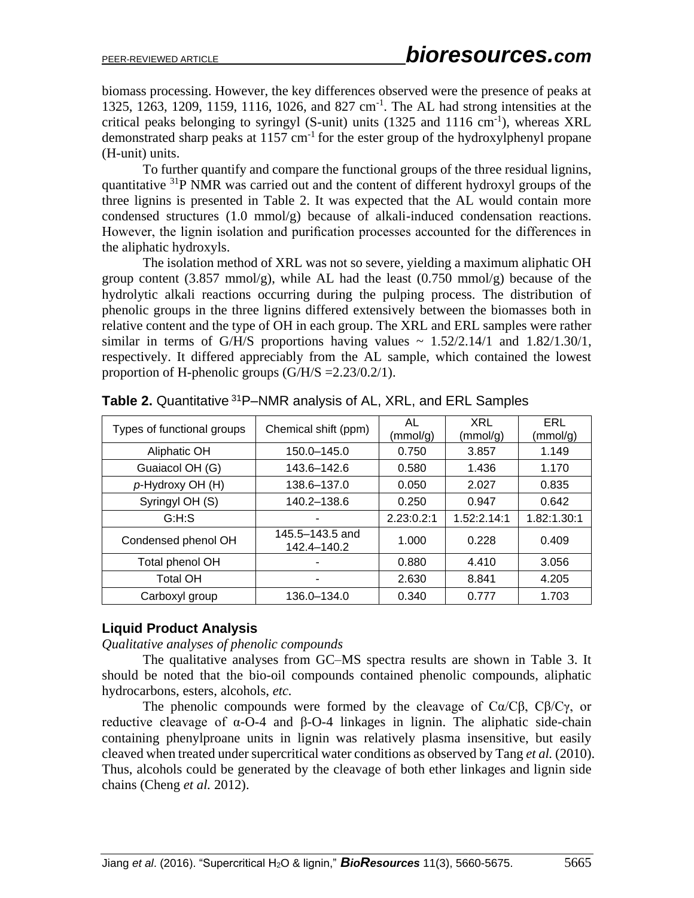biomass processing. However, the key differences observed were the presence of peaks at 1325, 1263, 1209, 1159, 1116, 1026, and 827 $cm^{-1}$. The AL had strong intensities at the critical peaks belonging to syringyl (S-unit) units (1325 and 1116 $cm^{-1}$), whereas XRL demonstrated sharp peaks at 1157 $cm^{-1}$ for the ester group of the hydroxylphenyl propane (H-unit) units.

To further quantify and compare the functional groups of the three residual lignins, quantitative $^{31}$P NMR was carried out and the content of different hydroxyl groups of the three lignins is presented in Table 2. It was expected that the AL would contain more condensed structures (1.0 mmol/g) because of alkali-induced condensation reactions. However, the lignin isolation and purification processes accounted for the differences in the aliphatic hydroxyls.

The isolation method of XRL was not so severe, yielding a maximum aliphatic OH group content (3.857 mmol/g), while AL had the least (0.750 mmol/g) because of the hydrolytic alkali reactions occurring during the pulping process. The distribution of phenolic groups in the three lignins differed extensively between the biomasses both in relative content and the type of OH in each group. The XRL and ERL samples were rather similar in terms of G/H/S proportions having values ~ 1.52/2.14/1 and 1.82/1.30/1, respectively. It differed appreciably from the AL sample, which contained the lowest proportion of H-phenolic groups (G/H/S =2.23/0.2/1).

**Table 2.** Quantitative $^{31}$P–NMR analysis of AL, XRL, and ERL Samples

| Types of functional groups | Chemical shift (ppm) | AL (mmol/g) | XRL (mmol/g) | ERL (mmol/g) |
|---|---|---|---|---|
| Aliphatic OH | 150.0–145.0 | 0.750 | 3.857 | 1.149 |
| Guaiacol OH (G) | 143.6–142.6 | 0.580 | 1.436 | 1.170 |
| *p*-Hydroxy OH (H) | 138.6–137.0 | 0.050 | 2.027 | 0.835 |
| Syringyl OH (S) | 140.2–138.6 | 0.250 | 0.947 | 0.642 |
| G:H:S | - | 2.23:0.2:1 | 1.52:2.14:1 | 1.82:1.30:1 |
| Condensed phenol OH | 145.5–143.5 and 142.4–140.2 | 1.000 | 0.228 | 0.409 |
| Total phenol OH | - | 0.880 | 4.410 | 3.056 |
| Total OH | - | 2.630 | 8.841 | 4.205 |
| Carboxyl group | 136.0–134.0 | 0.340 | 0.777 | 1.703 |

## Liquid Product Analysis

*Qualitative analyses of phenolic compounds*

The qualitative analyses from GC–MS spectra results are shown in Table 3. It should be noted that the bio-oil compounds contained phenolic compounds, aliphatic hydrocarbons, esters, alcohols, *etc.*

The phenolic compounds were formed by the cleavage of Cα/Cβ, Cβ/Cγ, or reductive cleavage of α-O-4 and β-O-4 linkages in lignin. The aliphatic side-chain containing phenylproane units in lignin was relatively plasma insensitive, but easily cleaved when treated under supercritical water conditions as observed by Tang *et al.* (2010). Thus, alcohols could be generated by the cleavage of both ether linkages and lignin side chains (Cheng *et al.* 2012).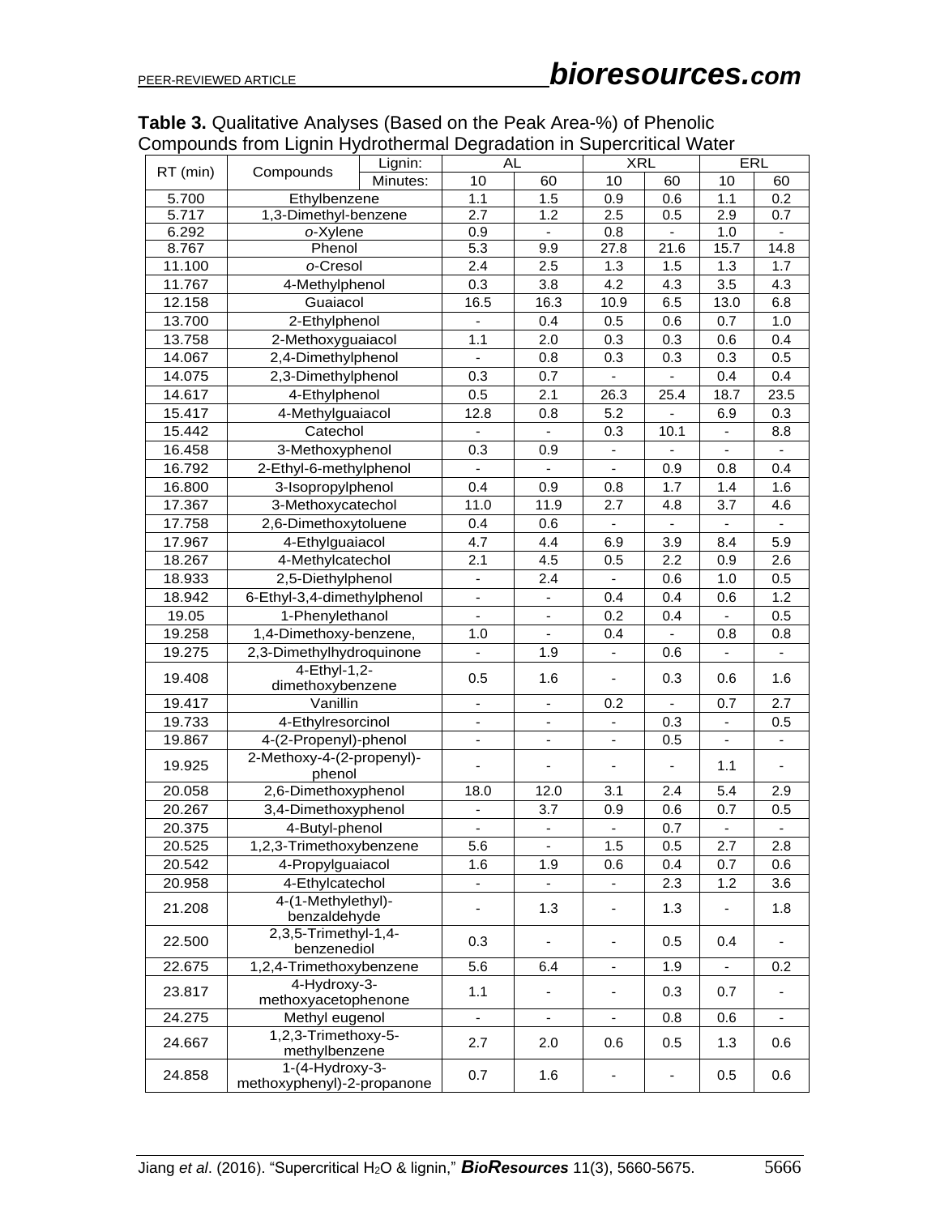**Table 3.** Qualitative Analyses (Based on the Peak Area-%) of Phenolic Compounds from Lignin Hydrothermal Degradation in Supercritical Water

| RT (min) | Compounds | AL | | XRL | | ERL | |
|---|---|---|---|---|---|---|---|
| | Lignin: / Minutes: | 10 | 60 | 10 | 60 | 10 | 60 |
| 5.700 | Ethylbenzene | 1.1 | 1.5 | 0.9 | 0.6 | 1.1 | 0.2 |
| 5.717 | 1,3-Dimethyl-benzene | 2.7 | 1.2 | 2.5 | 0.5 | 2.9 | 0.7 |
| 6.292 | *o*-Xylene | 0.9 | - | 0.8 | - | 1.0 | - |
| 8.767 | Phenol | 5.3 | 9.9 | 27.8 | 21.6 | 15.7 | 14.8 |
| 11.100 | *o*-Cresol | 2.4 | 2.5 | 1.3 | 1.5 | 1.3 | 1.7 |
| 11.767 | 4-Methylphenol | 0.3 | 3.8 | 4.2 | 4.3 | 3.5 | 4.3 |
| 12.158 | Guaiacol | 16.5 | 16.3 | 10.9 | 6.5 | 13.0 | 6.8 |
| 13.700 | 2-Ethylphenol | - | 0.4 | 0.5 | 0.6 | 0.7 | 1.0 |
| 13.758 | 2-Methoxyguaiacol | 1.1 | 2.0 | 0.3 | 0.3 | 0.6 | 0.4 |
| 14.067 | 2,4-Dimethylphenol | - | 0.8 | 0.3 | 0.3 | 0.3 | 0.5 |
| 14.075 | 2,3-Dimethylphenol | 0.3 | 0.7 | - | - | 0.4 | 0.4 |
| 14.617 | 4-Ethylphenol | 0.5 | 2.1 | 26.3 | 25.4 | 18.7 | 23.5 |
| 15.417 | 4-Methylguaiacol | 12.8 | 0.8 | 5.2 | - | 6.9 | 0.3 |
| 15.442 | Catechol | - | - | 0.3 | 10.1 | - | 8.8 |
| 16.458 | 3-Methoxyphenol | 0.3 | 0.9 | - | - | - | - |
| 16.792 | 2-Ethyl-6-methylphenol | - | - | - | 0.9 | 0.8 | 0.4 |
| 16.800 | 3-Isopropylphenol | 0.4 | 0.9 | 0.8 | 1.7 | 1.4 | 1.6 |
| 17.367 | 3-Methoxycatechol | 11.0 | 11.9 | 2.7 | 4.8 | 3.7 | 4.6 |
| 17.758 | 2,6-Dimethoxytoluene | 0.4 | 0.6 | - | - | - | - |
| 17.967 | 4-Ethylguaiacol | 4.7 | 4.4 | 6.9 | 3.9 | 8.4 | 5.9 |
| 18.267 | 4-Methylcatechol | 2.1 | 4.5 | 0.5 | 2.2 | 0.9 | 2.6 |
| 18.933 | 2,5-Diethylphenol | - | 2.4 | - | 0.6 | 1.0 | 0.5 |
| 18.942 | 6-Ethyl-3,4-dimethylphenol | - | - | 0.4 | 0.4 | 0.6 | 1.2 |
| 19.05 | 1-Phenylethanol | - | - | 0.2 | 0.4 | - | 0.5 |
| 19.258 | 1,4-Dimethoxy-benzene, | 1.0 | - | 0.4 | - | 0.8 | 0.8 |
| 19.275 | 2,3-Dimethylhydroquinone | - | 1.9 | - | 0.6 | - | - |
| 19.408 | 4-Ethyl-1,2-dimethoxybenzene | 0.5 | 1.6 | - | 0.3 | 0.6 | 1.6 |
| 19.417 | Vanillin | - | - | 0.2 | - | 0.7 | 2.7 |
| 19.733 | 4-Ethylresorcinol | - | - | - | 0.3 | - | 0.5 |
| 19.867 | 4-(2-Propenyl)-phenol | - | - | - | 0.5 | - | - |
| 19.925 | 2-Methoxy-4-(2-propenyl)-phenol | - | - | - | - | 1.1 | - |
| 20.058 | 2,6-Dimethoxyphenol | 18.0 | 12.0 | 3.1 | 2.4 | 5.4 | 2.9 |
| 20.267 | 3,4-Dimethoxyphenol | - | 3.7 | 0.9 | 0.6 | 0.7 | 0.5 |
| 20.375 | 4-Butyl-phenol | - | - | - | 0.7 | - | - |
| 20.525 | 1,2,3-Trimethoxybenzene | 5.6 | - | 1.5 | 0.5 | 2.7 | 2.8 |
| 20.542 | 4-Propylguaiacol | 1.6 | 1.9 | 0.6 | 0.4 | 0.7 | 0.6 |
| 20.958 | 4-Ethylcatechol | - | - | - | 2.3 | 1.2 | 3.6 |
| 21.208 | 4-(1-Methylethyl)-benzaldehyde | - | 1.3 | - | 1.3 | - | 1.8 |
| 22.500 | 2,3,5-Trimethyl-1,4-benzenediol | 0.3 | - | - | 0.5 | 0.4 | - |
| 22.675 | 1,2,4-Trimethoxybenzene | 5.6 | 6.4 | - | 1.9 | - | 0.2 |
| 23.817 | 4-Hydroxy-3-methoxyacetophenone | 1.1 | - | - | 0.3 | 0.7 | - |
| 24.275 | Methyl eugenol | - | - | - | 0.8 | 0.6 | - |
| 24.667 | 1,2,3-Trimethoxy-5-methylbenzene | 2.7 | 2.0 | 0.6 | 0.5 | 1.3 | 0.6 |
| 24.858 | 1-(4-Hydroxy-3-methoxyphenyl)-2-propanone | 0.7 | 1.6 | - | - | 0.5 | 0.6 |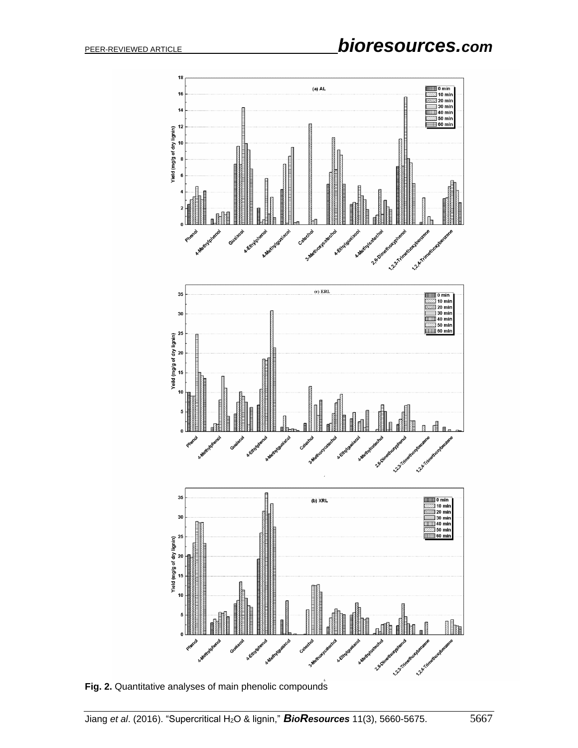**Fig. 2.** Quantitative analyses of main phenolic compounds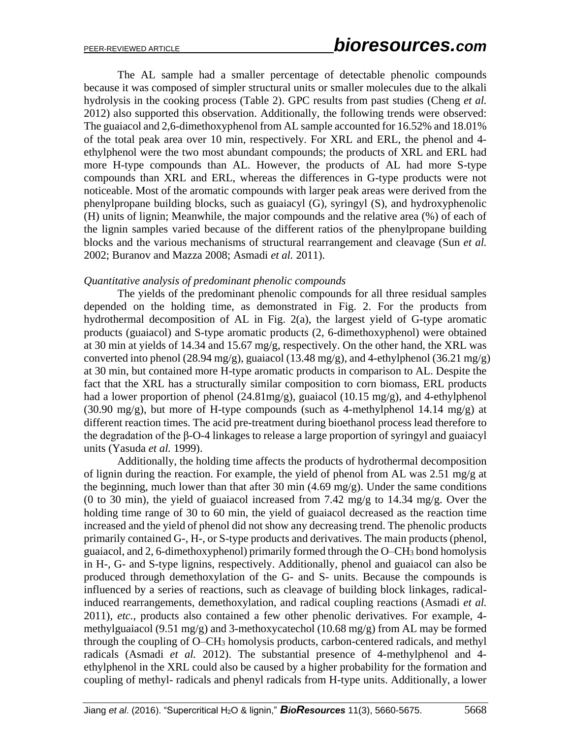The AL sample had a smaller percentage of detectable phenolic compounds because it was composed of simpler structural units or smaller molecules due to the alkali hydrolysis in the cooking process (Table 2). GPC results from past studies (Cheng *et al.* 2012) also supported this observation. Additionally, the following trends were observed: The guaiacol and 2,6-dimethoxyphenol from AL sample accounted for 16.52% and 18.01% of the total peak area over 10 min, respectively. For XRL and ERL, the phenol and 4-ethylphenol were the two most abundant compounds; the products of XRL and ERL had more H-type compounds than AL. However, the products of AL had more S-type compounds than XRL and ERL, whereas the differences in G-type products were not noticeable. Most of the aromatic compounds with larger peak areas were derived from the phenylpropane building blocks, such as guaiacyl (G), syringyl (S), and hydroxyphenolic (H) units of lignin; Meanwhile, the major compounds and the relative area (%) of each of the lignin samples varied because of the different ratios of the phenylpropane building blocks and the various mechanisms of structural rearrangement and cleavage (Sun *et al.* 2002; Buranov and Mazza 2008; Asmadi *et al.* 2011).

*Quantitative analysis of predominant phenolic compounds*

The yields of the predominant phenolic compounds for all three residual samples depended on the holding time, as demonstrated in Fig. 2. For the products from hydrothermal decomposition of AL in Fig. 2(a), the largest yield of G-type aromatic products (guaiacol) and S-type aromatic products (2, 6-dimethoxyphenol) were obtained at 30 min at yields of 14.34 and 15.67 mg/g, respectively. On the other hand, the XRL was converted into phenol (28.94 mg/g), guaiacol (13.48 mg/g), and 4-ethylphenol (36.21 mg/g) at 30 min, but contained more H-type aromatic products in comparison to AL. Despite the fact that the XRL has a structurally similar composition to corn biomass, ERL products had a lower proportion of phenol (24.81mg/g), guaiacol (10.15 mg/g), and 4-ethylphenol (30.90 mg/g), but more of H-type compounds (such as 4-methylphenol 14.14 mg/g) at different reaction times. The acid pre-treatment during bioethanol process lead therefore to the degradation of the β-O-4 linkages to release a large proportion of syringyl and guaiacyl units (Yasuda *et al.* 1999).

Additionally, the holding time affects the products of hydrothermal decomposition of lignin during the reaction. For example, the yield of phenol from AL was 2.51 mg/g at the beginning, much lower than that after 30 min (4.69 mg/g). Under the same conditions (0 to 30 min), the yield of guaiacol increased from 7.42 mg/g to 14.34 mg/g. Over the holding time range of 30 to 60 min, the yield of guaiacol decreased as the reaction time increased and the yield of phenol did not show any decreasing trend. The phenolic products primarily contained G-, H-, or S-type products and derivatives. The main products (phenol, guaiacol, and 2, 6-dimethoxyphenol) primarily formed through the O–$CH_3$ bond homolysis in H-, G- and S-type lignins, respectively. Additionally, phenol and guaiacol can also be produced through demethoxylation of the G- and S- units. Because the compounds is influenced by a series of reactions, such as cleavage of building block linkages, radical-induced rearrangements, demethoxylation, and radical coupling reactions (Asmadi *et al.* 2011), *etc.*, products also contained a few other phenolic derivatives. For example, 4-methylguaiacol (9.51 mg/g) and 3-methoxycatechol (10.68 mg/g) from AL may be formed through the coupling of O–$CH_3$ homolysis products, carbon-centered radicals, and methyl radicals (Asmadi *et al.* 2012). The substantial presence of 4-methylphenol and 4-ethylphenol in the XRL could also be caused by a higher probability for the formation and coupling of methyl- radicals and phenyl radicals from H-type units. Additionally, a lower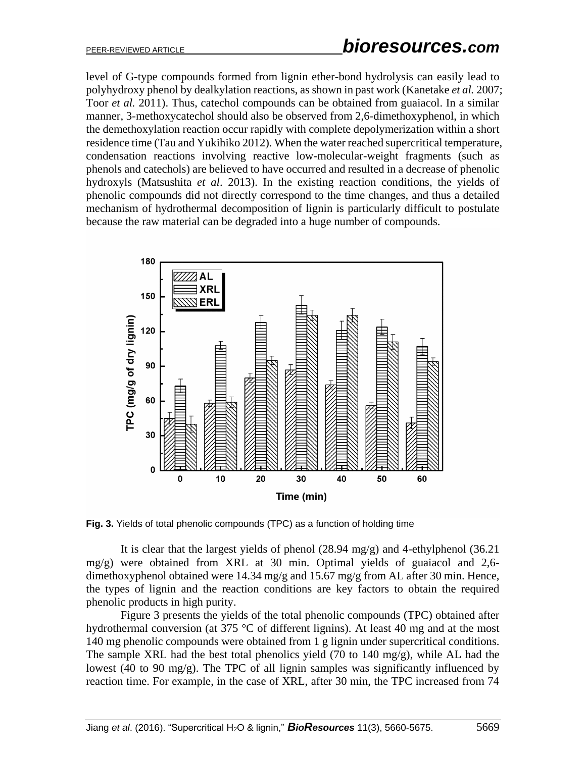level of G-type compounds formed from lignin ether-bond hydrolysis can easily lead to polyhydroxy phenol by dealkylation reactions, as shown in past work (Kanetake *et al.* 2007; Toor *et al.* 2011). Thus, catechol compounds can be obtained from guaiacol. In a similar manner, 3-methoxycatechol should also be observed from 2,6-dimethoxyphenol, in which the demethoxylation reaction occur rapidly with complete depolymerization within a short residence time (Tau and Yukihiko 2012). When the water reached supercritical temperature, condensation reactions involving reactive low-molecular-weight fragments (such as phenols and catechols) are believed to have occurred and resulted in a decrease of phenolic hydroxyls (Matsushita *et al*. 2013). In the existing reaction conditions, the yields of phenolic compounds did not directly correspond to the time changes, and thus a detailed mechanism of hydrothermal decomposition of lignin is particularly difficult to postulate because the raw material can be degraded into a huge number of compounds.

**Fig. 3.** Yields of total phenolic compounds (TPC) as a function of holding time

It is clear that the largest yields of phenol (28.94 mg/g) and 4-ethylphenol (36.21 mg/g) were obtained from XRL at 30 min. Optimal yields of guaiacol and 2,6-dimethoxyphenol obtained were 14.34 mg/g and 15.67 mg/g from AL after 30 min. Hence, the types of lignin and the reaction conditions are key factors to obtain the required phenolic products in high purity.

Figure 3 presents the yields of the total phenolic compounds (TPC) obtained after hydrothermal conversion (at 375 °C of different lignins). At least 40 mg and at the most 140 mg phenolic compounds were obtained from 1 g lignin under supercritical conditions. The sample XRL had the best total phenolics yield (70 to 140 mg/g), while AL had the lowest (40 to 90 mg/g). The TPC of all lignin samples was significantly influenced by reaction time. For example, in the case of XRL, after 30 min, the TPC increased from 74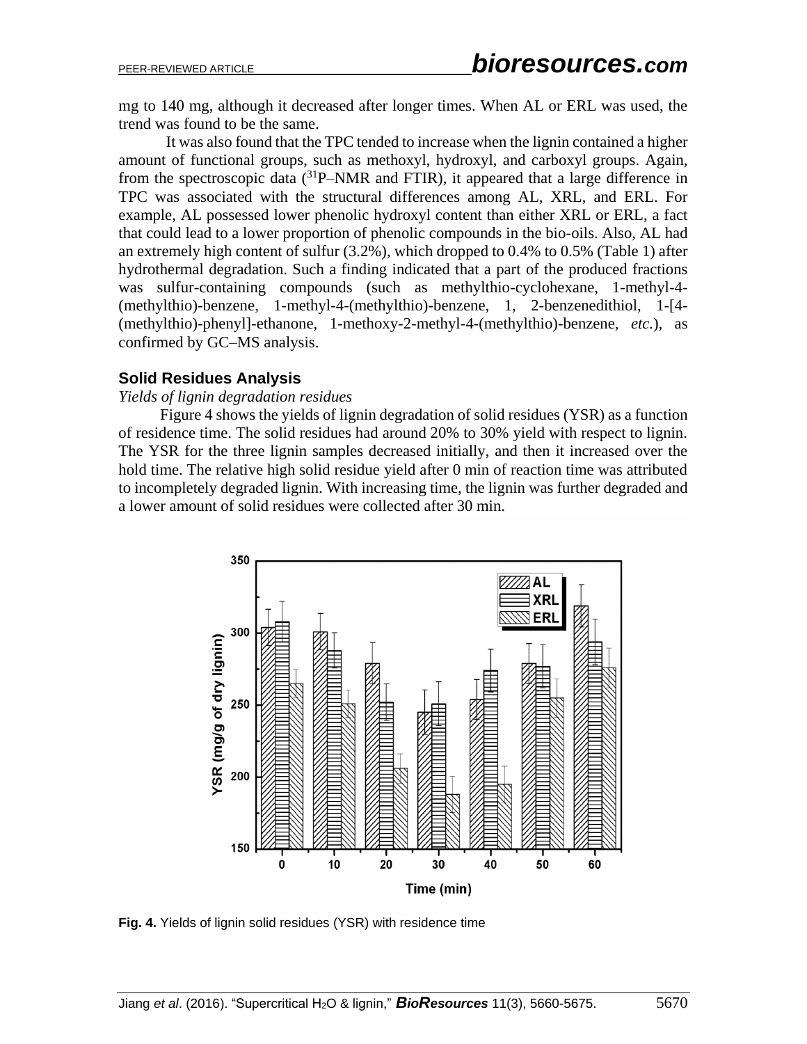mg to 140 mg, although it decreased after longer times. When AL or ERL was used, the trend was found to be the same.

It was also found that the TPC tended to increase when the lignin contained a higher amount of functional groups, such as methoxyl, hydroxyl, and carboxyl groups. Again, from the spectroscopic data ($^{31}$P–NMR and FTIR), it appeared that a large difference in TPC was associated with the structural differences among AL, XRL, and ERL. For example, AL possessed lower phenolic hydroxyl content than either XRL or ERL, a fact that could lead to a lower proportion of phenolic compounds in the bio-oils. Also, AL had an extremely high content of sulfur (3.2%), which dropped to 0.4% to 0.5% (Table 1) after hydrothermal degradation. Such a finding indicated that a part of the produced fractions was sulfur-containing compounds (such as methylthio-cyclohexane, 1-methyl-4-(methylthio)-benzene, 1-methyl-4-(methylthio)-benzene, 1, 2-benzenedithiol, 1-[4-(methylthio)-phenyl]-ethanone, 1-methoxy-2-methyl-4-(methylthio)-benzene, *etc.*), as confirmed by GC–MS analysis.

### Solid Residues Analysis

*Yields of lignin degradation residues*

Figure 4 shows the yields of lignin degradation of solid residues (YSR) as a function of residence time. The solid residues had around 20% to 30% yield with respect to lignin. The YSR for the three lignin samples decreased initially, and then it increased over the hold time. The relative high solid residue yield after 0 min of reaction time was attributed to incompletely degraded lignin. With increasing time, the lignin was further degraded and a lower amount of solid residues were collected after 30 min.

**Fig. 4.** Yields of lignin solid residues (YSR) with residence time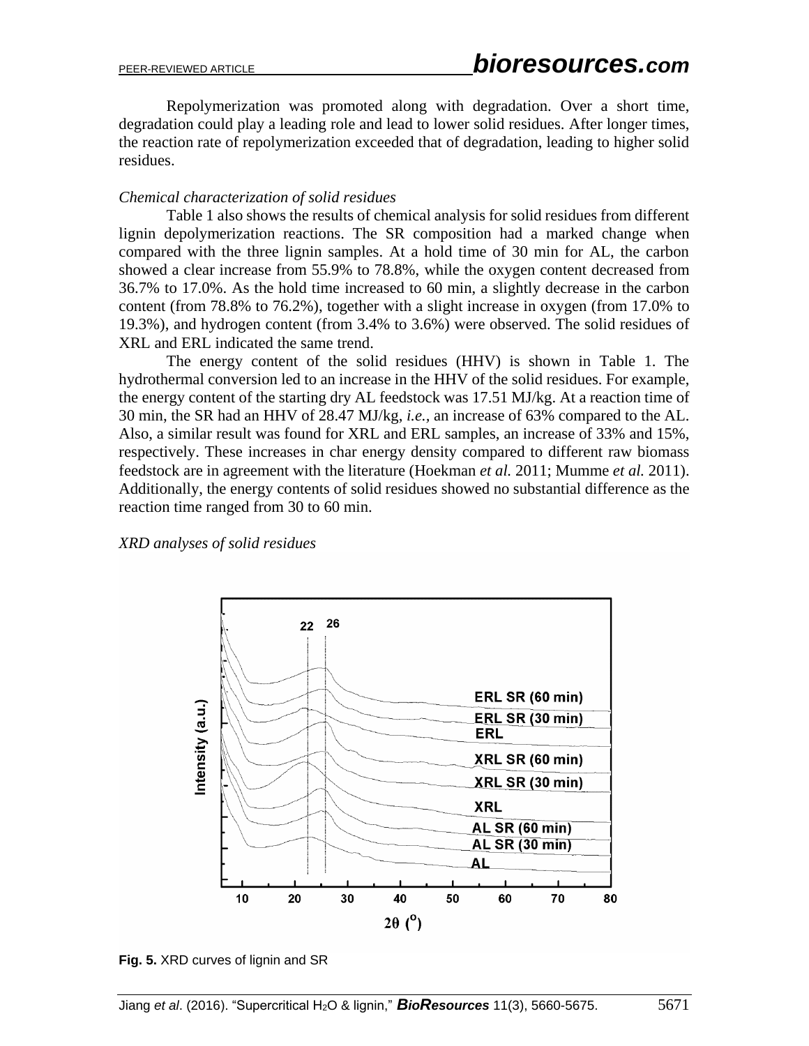Repolymerization was promoted along with degradation. Over a short time, degradation could play a leading role and lead to lower solid residues. After longer times, the reaction rate of repolymerization exceeded that of degradation, leading to higher solid residues.

*Chemical characterization of solid residues*

Table 1 also shows the results of chemical analysis for solid residues from different lignin depolymerization reactions. The SR composition had a marked change when compared with the three lignin samples. At a hold time of 30 min for AL, the carbon showed a clear increase from 55.9% to 78.8%, while the oxygen content decreased from 36.7% to 17.0%. As the hold time increased to 60 min, a slightly decrease in the carbon content (from 78.8% to 76.2%), together with a slight increase in oxygen (from 17.0% to 19.3%), and hydrogen content (from 3.4% to 3.6%) were observed. The solid residues of XRL and ERL indicated the same trend.

The energy content of the solid residues (HHV) is shown in Table 1. The hydrothermal conversion led to an increase in the HHV of the solid residues. For example, the energy content of the starting dry AL feedstock was 17.51 MJ/kg. At a reaction time of 30 min, the SR had an HHV of 28.47 MJ/kg, *i.e.*, an increase of 63% compared to the AL. Also, a similar result was found for XRL and ERL samples, an increase of 33% and 15%, respectively. These increases in char energy density compared to different raw biomass feedstock are in agreement with the literature (Hoekman *et al.* 2011; Mumme *et al.* 2011). Additionally, the energy contents of solid residues showed no substantial difference as the reaction time ranged from 30 to 60 min.

*XRD analyses of solid residues*

**Fig. 5.** XRD curves of lignin and SR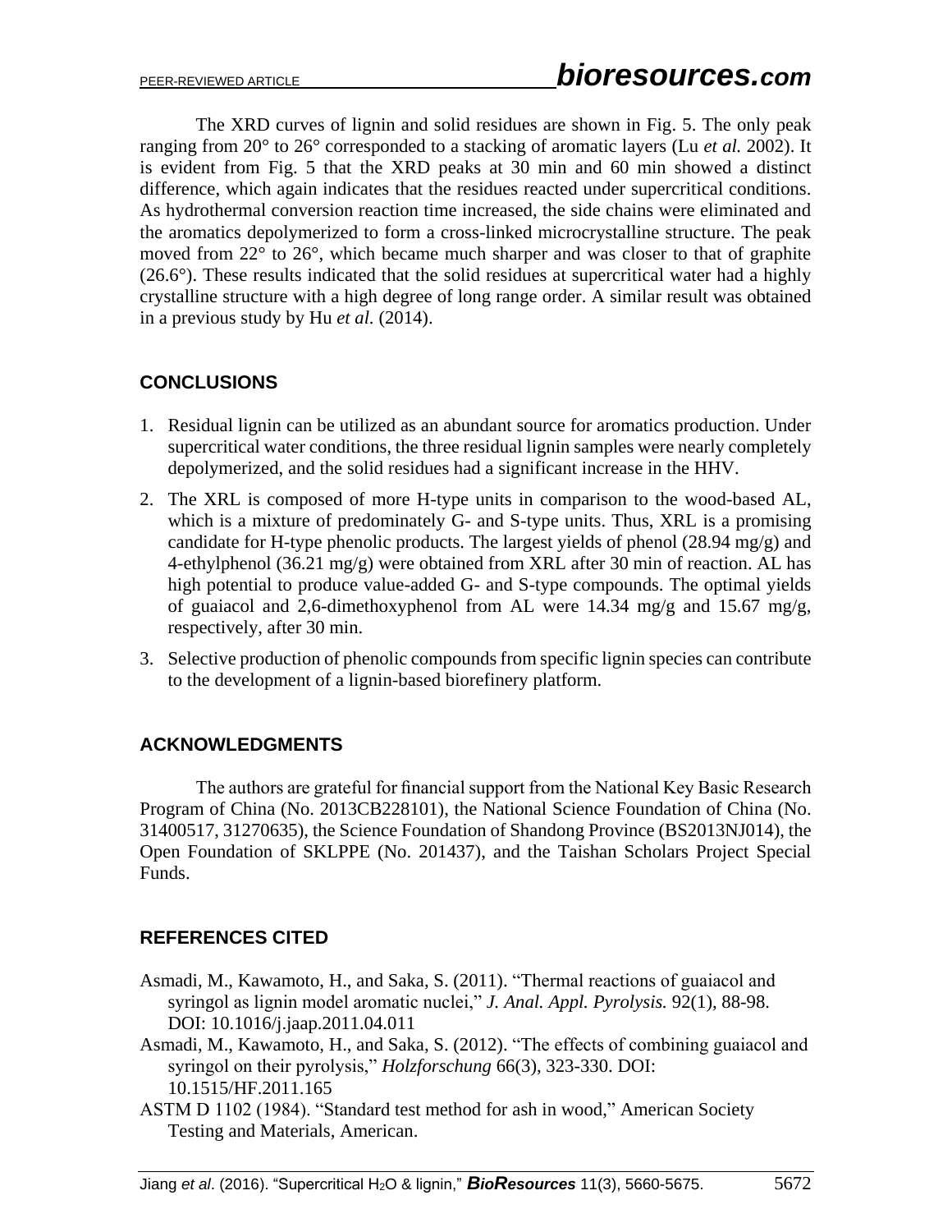The XRD curves of lignin and solid residues are shown in Fig. 5. The only peak ranging from 20° to 26° corresponded to a stacking of aromatic layers (Lu *et al.* 2002). It is evident from Fig. 5 that the XRD peaks at 30 min and 60 min showed a distinct difference, which again indicates that the residues reacted under supercritical conditions. As hydrothermal conversion reaction time increased, the side chains were eliminated and the aromatics depolymerized to form a cross-linked microcrystalline structure. The peak moved from 22° to 26°, which became much sharper and was closer to that of graphite (26.6°). These results indicated that the solid residues at supercritical water had a highly crystalline structure with a high degree of long range order. A similar result was obtained in a previous study by Hu *et al.* (2014).

## CONCLUSIONS

1. Residual lignin can be utilized as an abundant source for aromatics production. Under supercritical water conditions, the three residual lignin samples were nearly completely depolymerized, and the solid residues had a significant increase in the HHV.
2. The XRL is composed of more H-type units in comparison to the wood-based AL, which is a mixture of predominately G- and S-type units. Thus, XRL is a promising candidate for H-type phenolic products. The largest yields of phenol (28.94 mg/g) and 4-ethylphenol (36.21 mg/g) were obtained from XRL after 30 min of reaction. AL has high potential to produce value-added G- and S-type compounds. The optimal yields of guaiacol and 2,6-dimethoxyphenol from AL were 14.34 mg/g and 15.67 mg/g, respectively, after 30 min.
3. Selective production of phenolic compounds from specific lignin species can contribute to the development of a lignin-based biorefinery platform.

## ACKNOWLEDGMENTS

The authors are grateful for financial support from the National Key Basic Research Program of China (No. 2013CB228101), the National Science Foundation of China (No. 31400517, 31270635), the Science Foundation of Shandong Province (BS2013NJ014), the Open Foundation of SKLPPE (No. 201437), and the Taishan Scholars Project Special Funds.

## REFERENCES CITED

Asmadi, M., Kawamoto, H., and Saka, S. (2011). "Thermal reactions of guaiacol and syringol as lignin model aromatic nuclei," *J. Anal. Appl. Pyrolysis.* 92(1), 88-98. DOI: 10.1016/j.jaap.2011.04.011

Asmadi, M., Kawamoto, H., and Saka, S. (2012). "The effects of combining guaiacol and syringol on their pyrolysis," *Holzforschung* 66(3), 323-330. DOI: 10.1515/HF.2011.165

ASTM D 1102 (1984). "Standard test method for ash in wood," American Society Testing and Materials, American.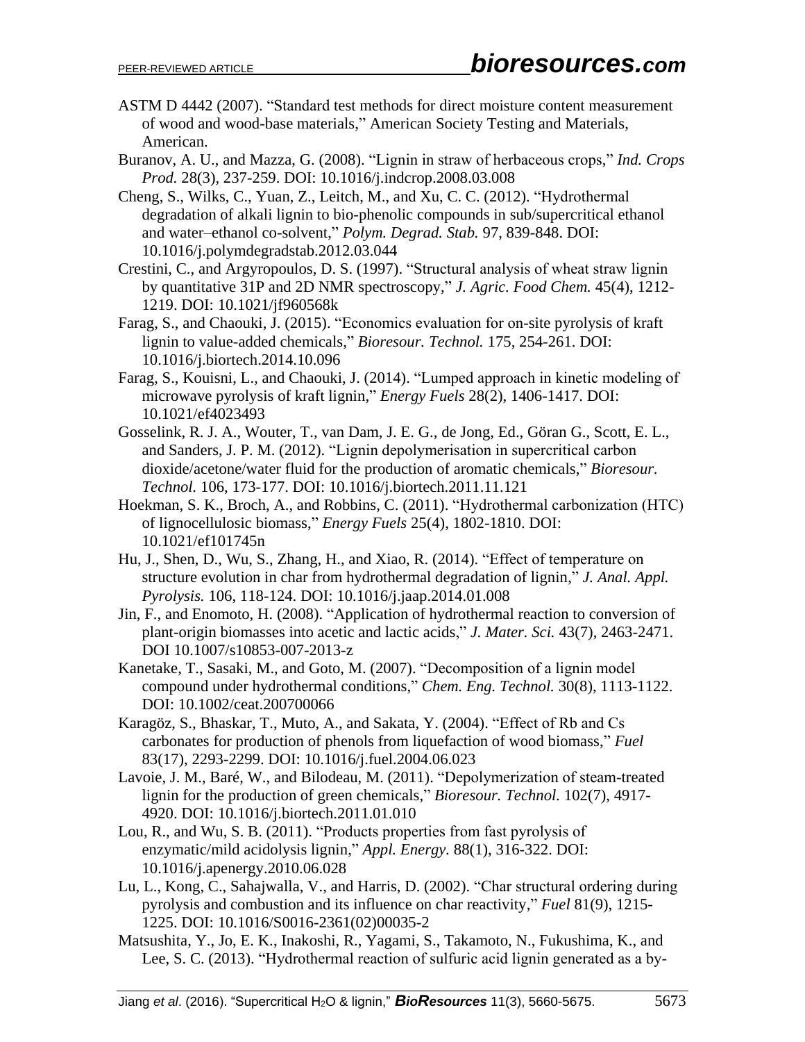ASTM D 4442 (2007). "Standard test methods for direct moisture content measurement of wood and wood-base materials," American Society Testing and Materials, American.

Buranov, A. U., and Mazza, G. (2008). "Lignin in straw of herbaceous crops," *Ind. Crops Prod.* 28(3), 237-259. DOI: 10.1016/j.indcrop.2008.03.008

Cheng, S., Wilks, C., Yuan, Z., Leitch, M., and Xu, C. C. (2012). "Hydrothermal degradation of alkali lignin to bio-phenolic compounds in sub/supercritical ethanol and water–ethanol co-solvent," *Polym. Degrad. Stab.* 97, 839-848. DOI: 10.1016/j.polymdegradstab.2012.03.044

Crestini, C., and Argyropoulos, D. S. (1997). "Structural analysis of wheat straw lignin by quantitative 31P and 2D NMR spectroscopy," *J. Agric. Food Chem.* 45(4), 1212-1219. DOI: 10.1021/jf960568k

Farag, S., and Chaouki, J. (2015). "Economics evaluation for on-site pyrolysis of kraft lignin to value-added chemicals," *Bioresour. Technol.* 175, 254-261. DOI: 10.1016/j.biortech.2014.10.096

Farag, S., Kouisni, L., and Chaouki, J. (2014). "Lumped approach in kinetic modeling of microwave pyrolysis of kraft lignin," *Energy Fuels* 28(2), 1406-1417. DOI: 10.1021/ef4023493

Gosselink, R. J. A., Wouter, T., van Dam, J. E. G., de Jong, Ed., Göran G., Scott, E. L., and Sanders, J. P. M. (2012). "Lignin depolymerisation in supercritical carbon dioxide/acetone/water fluid for the production of aromatic chemicals," *Bioresour. Technol.* 106, 173-177. DOI: 10.1016/j.biortech.2011.11.121

Hoekman, S. K., Broch, A., and Robbins, C. (2011). "Hydrothermal carbonization (HTC) of lignocellulosic biomass," *Energy Fuels* 25(4), 1802-1810. DOI: 10.1021/ef101745n

Hu, J., Shen, D., Wu, S., Zhang, H., and Xiao, R. (2014). "Effect of temperature on structure evolution in char from hydrothermal degradation of lignin," *J. Anal. Appl. Pyrolysis.* 106, 118-124. DOI: 10.1016/j.jaap.2014.01.008

Jin, F., and Enomoto, H. (2008). "Application of hydrothermal reaction to conversion of plant-origin biomasses into acetic and lactic acids," *J. Mater. Sci.* 43(7), 2463-2471. DOI 10.1007/s10853-007-2013-z

Kanetake, T., Sasaki, M., and Goto, M. (2007). "Decomposition of a lignin model compound under hydrothermal conditions," *Chem. Eng. Technol.* 30(8), 1113-1122. DOI: 10.1002/ceat.200700066

Karagöz, S., Bhaskar, T., Muto, A., and Sakata, Y. (2004). "Effect of Rb and Cs carbonates for production of phenols from liquefaction of wood biomass," *Fuel* 83(17), 2293-2299. DOI: 10.1016/j.fuel.2004.06.023

Lavoie, J. M., Baré, W., and Bilodeau, M. (2011). "Depolymerization of steam-treated lignin for the production of green chemicals," *Bioresour. Technol.* 102(7), 4917-4920. DOI: 10.1016/j.biortech.2011.01.010

Lou, R., and Wu, S. B. (2011). "Products properties from fast pyrolysis of enzymatic/mild acidolysis lignin," *Appl. Energy.* 88(1), 316-322. DOI: 10.1016/j.apenergy.2010.06.028

Lu, L., Kong, C., Sahajwalla, V., and Harris, D. (2002). "Char structural ordering during pyrolysis and combustion and its influence on char reactivity," *Fuel* 81(9), 1215-1225. DOI: 10.1016/S0016-2361(02)00035-2

Matsushita, Y., Jo, E. K., Inakoshi, R., Yagami, S., Takamoto, N., Fukushima, K., and Lee, S. C. (2013). "Hydrothermal reaction of sulfuric acid lignin generated as a by-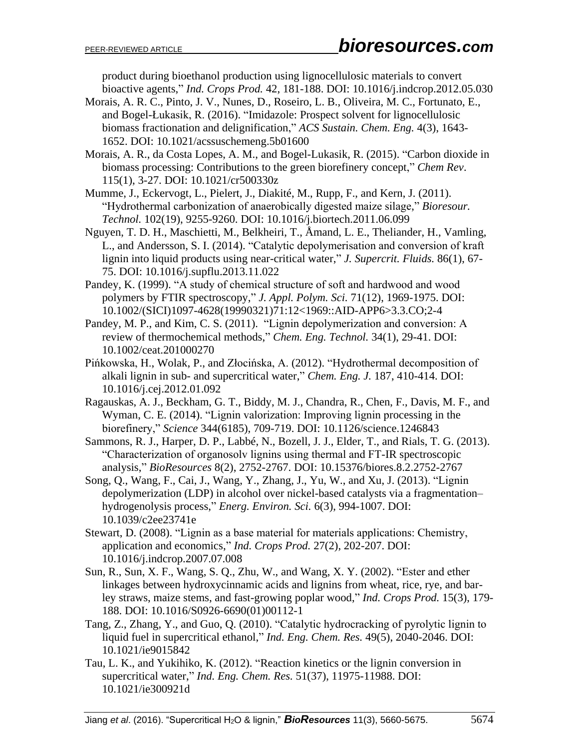product during bioethanol production using lignocellulosic materials to convert bioactive agents," *Ind. Crops Prod.* 42, 181-188. DOI: 10.1016/j.indcrop.2012.05.030

Morais, A. R. C., Pinto, J. V., Nunes, D., Roseiro, L. B., Oliveira, M. C., Fortunato, E., and Bogel-Łukasik, R. (2016). "Imidazole: Prospect solvent for lignocellulosic biomass fractionation and delignification," *ACS Sustain. Chem. Eng.* 4(3), 1643-1652. DOI: 10.1021/acssuschemeng.5b01600

Morais, A. R., da Costa Lopes, A. M., and Bogel-Lukasik, R. (2015). "Carbon dioxide in biomass processing: Contributions to the green biorefinery concept," *Chem Rev*. 115(1), 3-27. DOI: 10.1021/cr500330z

Mumme, J., Eckervogt, L., Pielert, J., Diakité, M., Rupp, F., and Kern, J. (2011). "Hydrothermal carbonization of anaerobically digested maize silage," *Bioresour. Technol.* 102(19), 9255-9260. DOI: 10.1016/j.biortech.2011.06.099

Nguyen, T. D. H., Maschietti, M., Belkheiri, T., Åmand, L. E., Theliander, H., Vamling, L., and Andersson, S. I. (2014). "Catalytic depolymerisation and conversion of kraft lignin into liquid products using near-critical water," *J. Supercrit. Fluids.* 86(1), 67-75. DOI: 10.1016/j.supflu.2013.11.022

Pandey, K. (1999). "A study of chemical structure of soft and hardwood and wood polymers by FTIR spectroscopy," *J. Appl. Polym. Sci.* 71(12), 1969-1975. DOI: 10.1002/(SICI)1097-4628(19990321)71:12<1969::AID-APP6>3.3.CO;2-4

Pandey, M. P., and Kim, C. S. (2011). "Lignin depolymerization and conversion: A review of thermochemical methods," *Chem. Eng. Technol.* 34(1), 29-41. DOI: 10.1002/ceat.201000270

Pińkowska, H., Wolak, P., and Złocińska, A. (2012). "Hydrothermal decomposition of alkali lignin in sub- and supercritical water," *Chem. Eng. J.* 187, 410-414. DOI: 10.1016/j.cej.2012.01.092

Ragauskas, A. J., Beckham, G. T., Biddy, M. J., Chandra, R., Chen, F., Davis, M. F., and Wyman, C. E. (2014). "Lignin valorization: Improving lignin processing in the biorefinery," *Science* 344(6185), 709-719. DOI: 10.1126/science.1246843

Sammons, R. J., Harper, D. P., Labbé, N., Bozell, J. J., Elder, T., and Rials, T. G. (2013). "Characterization of organosolv lignins using thermal and FT-IR spectroscopic analysis," *BioResources* 8(2), 2752-2767. DOI: 10.15376/biores.8.2.2752-2767

Song, Q., Wang, F., Cai, J., Wang, Y., Zhang, J., Yu, W., and Xu, J. (2013). "Lignin depolymerization (LDP) in alcohol over nickel-based catalysts via a fragmentation–hydrogenolysis process," *Energ. Environ. Sci.* 6(3), 994-1007. DOI: 10.1039/c2ee23741e

Stewart, D. (2008). "Lignin as a base material for materials applications: Chemistry, application and economics," *Ind. Crops Prod.* 27(2), 202-207. DOI: 10.1016/j.indcrop.2007.07.008

Sun, R., Sun, X. F., Wang, S. Q., Zhu, W., and Wang, X. Y. (2002). "Ester and ether linkages between hydroxycinnamic acids and lignins from wheat, rice, rye, and barley straws, maize stems, and fast-growing poplar wood," *Ind. Crops Prod.* 15(3), 179-188. DOI: 10.1016/S0926-6690(01)00112-1

Tang, Z., Zhang, Y., and Guo, Q. (2010). "Catalytic hydrocracking of pyrolytic lignin to liquid fuel in supercritical ethanol," *Ind. Eng. Chem. Res.* 49(5), 2040-2046. DOI: 10.1021/ie9015842

Tau, L. K., and Yukihiko, K. (2012). "Reaction kinetics or the lignin conversion in supercritical water," *Ind. Eng. Chem. Res.* 51(37), 11975-11988. DOI: 10.1021/ie300921d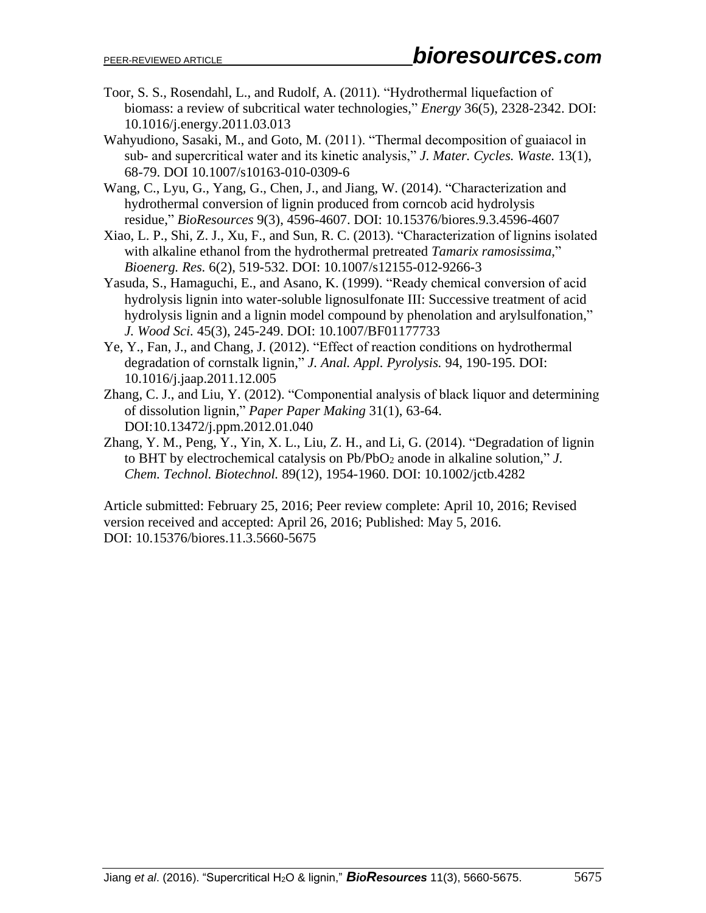Toor, S. S., Rosendahl, L., and Rudolf, A. (2011). "Hydrothermal liquefaction of biomass: a review of subcritical water technologies," *Energy* 36(5), 2328-2342. DOI: 10.1016/j.energy.2011.03.013

Wahyudiono, Sasaki, M., and Goto, M. (2011). "Thermal decomposition of guaiacol in sub- and supercritical water and its kinetic analysis," *J. Mater. Cycles. Waste.* 13(1), 68-79. DOI 10.1007/s10163-010-0309-6

Wang, C., Lyu, G., Yang, G., Chen, J., and Jiang, W. (2014). "Characterization and hydrothermal conversion of lignin produced from corncob acid hydrolysis residue," *BioResources* 9(3), 4596-4607. DOI: 10.15376/biores.9.3.4596-4607

Xiao, L. P., Shi, Z. J., Xu, F., and Sun, R. C. (2013). "Characterization of lignins isolated with alkaline ethanol from the hydrothermal pretreated *Tamarix ramosissima*," *Bioenerg. Res.* 6(2), 519-532. DOI: 10.1007/s12155-012-9266-3

Yasuda, S., Hamaguchi, E., and Asano, K. (1999). "Ready chemical conversion of acid hydrolysis lignin into water-soluble lignosulfonate III: Successive treatment of acid hydrolysis lignin and a lignin model compound by phenolation and arylsulfonation," *J. Wood Sci.* 45(3), 245-249. DOI: 10.1007/BF01177733

Ye, Y., Fan, J., and Chang, J. (2012). "Effect of reaction conditions on hydrothermal degradation of cornstalk lignin," *J. Anal. Appl. Pyrolysis.* 94, 190-195. DOI: 10.1016/j.jaap.2011.12.005

Zhang, C. J., and Liu, Y. (2012). "Componential analysis of black liquor and determining of dissolution lignin," *Paper Paper Making* 31(1), 63-64. DOI:10.13472/j.ppm.2012.01.040

Zhang, Y. M., Peng, Y., Yin, X. L., Liu, Z. H., and Li, G. (2014). "Degradation of lignin to BHT by electrochemical catalysis on Pb/$PbO_2$ anode in alkaline solution," *J. Chem. Technol. Biotechnol.* 89(12), 1954-1960. DOI: 10.1002/jctb.4282

Article submitted: February 25, 2016; Peer review complete: April 10, 2016; Revised version received and accepted: April 26, 2016; Published: May 5, 2016.
DOI: 10.15376/biores.11.3.5660-5675